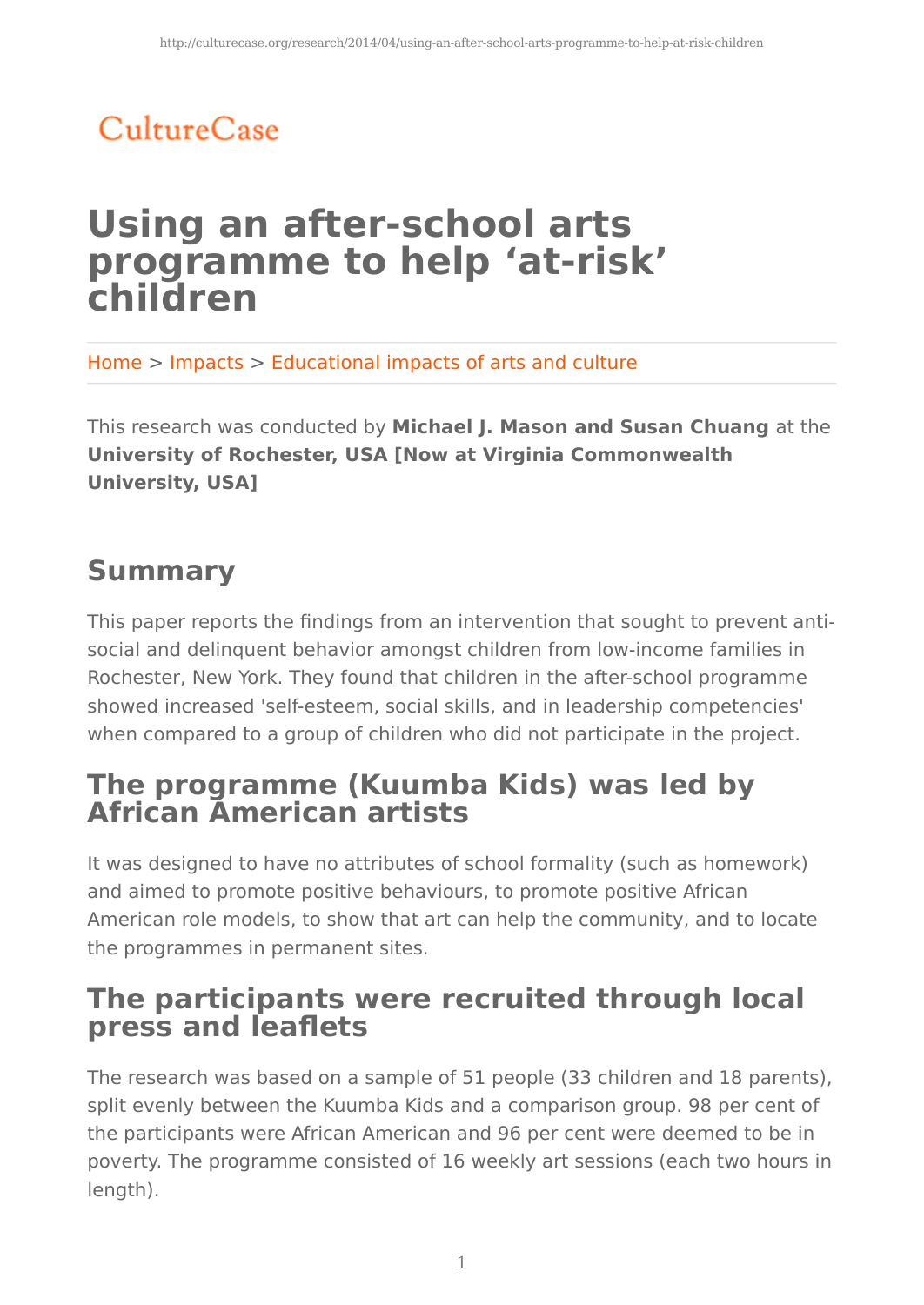CultureCase

# Using an after-school arts programme to help 'at-risk' children

Home > Impacts > Educational impacts of arts and culture

This research was conducted by **Michael J. Mason and Susan Chuang** at the **University of Rochester, USA [Now at Virginia Commonwealth University, USA]**

## Summary

This paper reports the findings from an intervention that sought to prevent anti-social and delinquent behavior amongst children from low-income families in Rochester, New York. They found that children in the after-school programme showed increased 'self-esteem, social skills, and in leadership competencies' when compared to a group of children who did not participate in the project.

## The programme (Kuumba Kids) was led by African American artists

It was designed to have no attributes of school formality (such as homework) and aimed to promote positive behaviours, to promote positive African American role models, to show that art can help the community, and to locate the programmes in permanent sites.

## The participants were recruited through local press and leaflets

The research was based on a sample of 51 people (33 children and 18 parents), split evenly between the Kuumba Kids and a comparison group. 98 per cent of the participants were African American and 96 per cent were deemed to be in poverty. The programme consisted of 16 weekly art sessions (each two hours in length).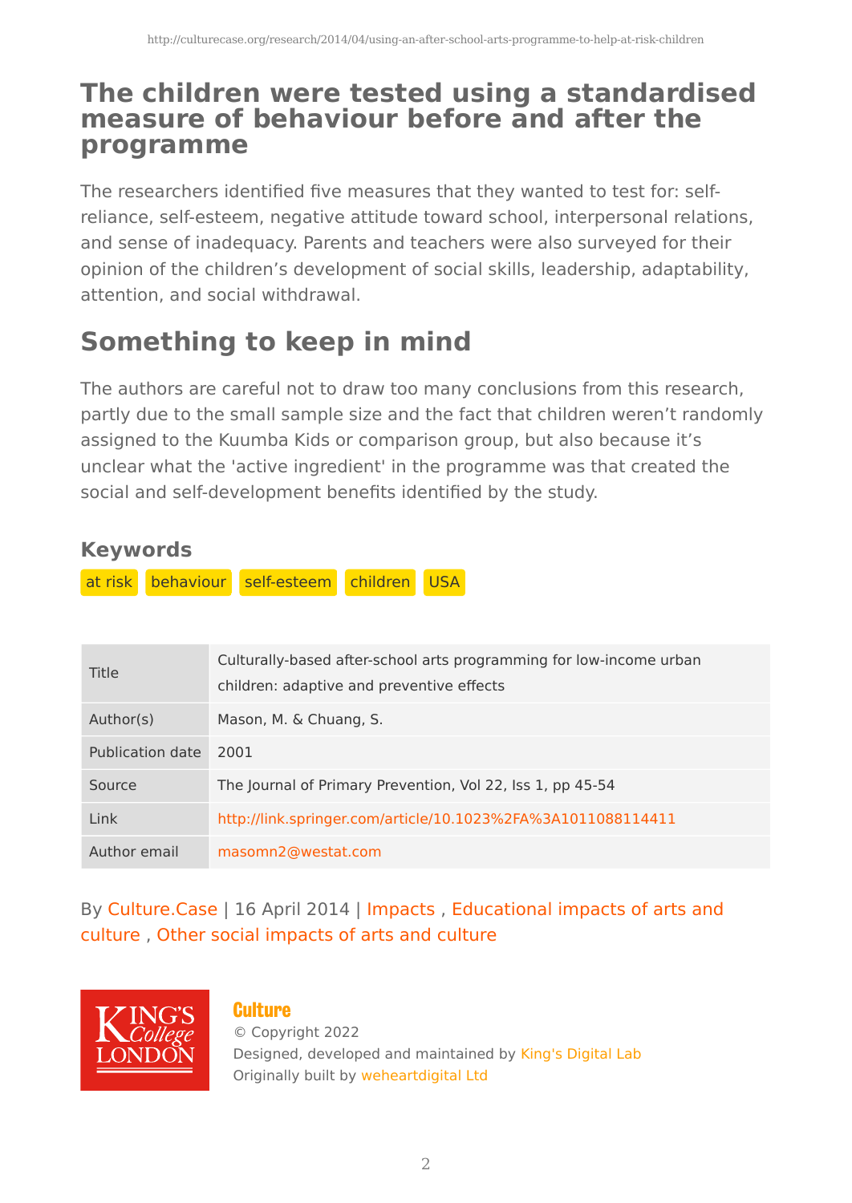## The children were tested using a standardised measure of behaviour before and after the programme

The researchers identified five measures that they wanted to test for: self-reliance, self-esteem, negative attitude toward school, interpersonal relations, and sense of inadequacy. Parents and teachers were also surveyed for their opinion of the children's development of social skills, leadership, adaptability, attention, and social withdrawal.

## Something to keep in mind

The authors are careful not to draw too many conclusions from this research, partly due to the small sample size and the fact that children weren't randomly assigned to the Kuumba Kids or comparison group, but also because it's unclear what the 'active ingredient' in the programme was that created the social and self-development benefits identified by the study.

### Keywords

at risk · behaviour · self-esteem · children · USA

| | |
|---|---|
| Title | Culturally-based after-school arts programming for low-income urban children: adaptive and preventive effects |
| Author(s) | Mason, M. & Chuang, S. |
| Publication date | 2001 |
| Source | The Journal of Primary Prevention, Vol 22, Iss 1, pp 45-54 |
| Link | http://link.springer.com/article/10.1023%2FA%3A1011088114411 |
| Author email | masomn2@westat.com |

By Culture.Case | 16 April 2014 | Impacts , Educational impacts of arts and culture , Other social impacts of arts and culture

King's College London

Culture
© Copyright 2022
Designed, developed and maintained by King's Digital Lab
Originally built by weheartdigital Ltd